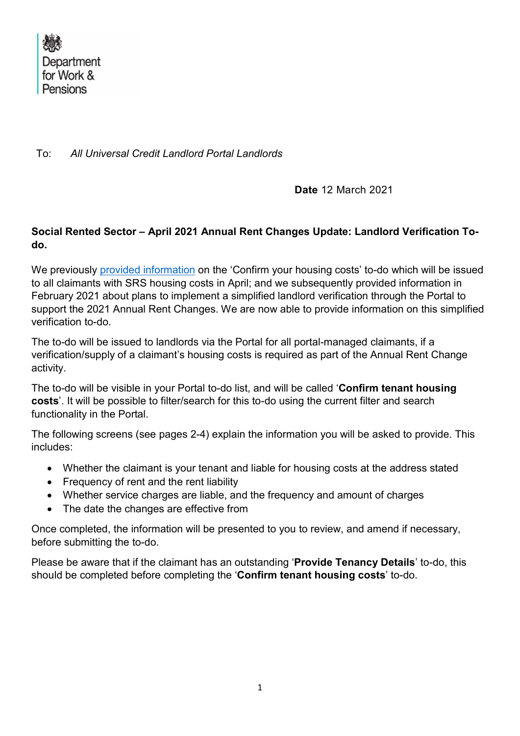Department for Work & Pensions

To: *All Universal Credit Landlord Portal Landlords*

**Date** 12 March 2021

**Social Rented Sector – April 2021 Annual Rent Changes Update: Landlord Verification To-do.**

We previously provided information on the 'Confirm your housing costs' to-do which will be issued to all claimants with SRS housing costs in April; and we subsequently provided information in February 2021 about plans to implement a simplified landlord verification through the Portal to support the 2021 Annual Rent Changes. We are now able to provide information on this simplified verification to-do.

The to-do will be issued to landlords via the Portal for all portal-managed claimants, if a verification/supply of a claimant's housing costs is required as part of the Annual Rent Change activity.

The to-do will be visible in your Portal to-do list, and will be called '**Confirm tenant housing costs**'. It will be possible to filter/search for this to-do using the current filter and search functionality in the Portal.

The following screens (see pages 2-4) explain the information you will be asked to provide. This includes:

- Whether the claimant is your tenant and liable for housing costs at the address stated
- Frequency of rent and the rent liability
- Whether service charges are liable, and the frequency and amount of charges
- The date the changes are effective from

Once completed, the information will be presented to you to review, and amend if necessary, before submitting the to-do.

Please be aware that if the claimant has an outstanding '**Provide Tenancy Details**' to-do, this should be completed before completing the '**Confirm tenant housing costs**' to-do.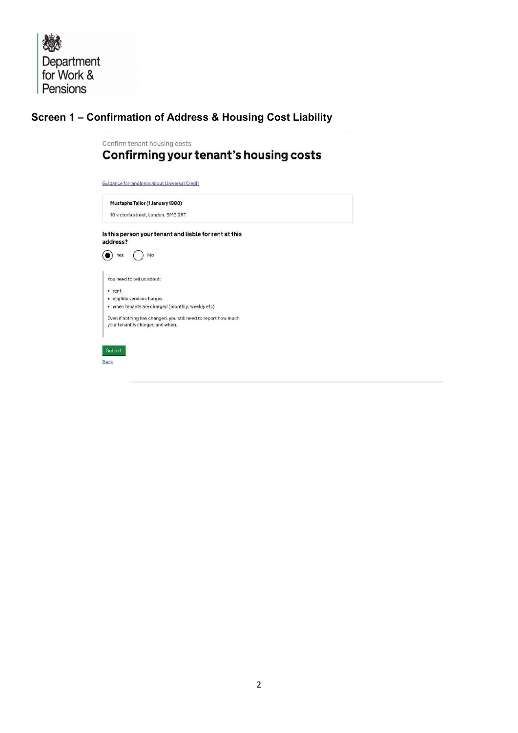Department for Work & Pensions

## Screen 1 – Confirmation of Address & Housing Cost Liability

Confirm tenant housing costs

# Confirming your tenant's housing costs

Guidance for landlords about Universal Credit

**Mustapha Tailor (1 January 1980)**

10 victoria street, London, SM5 2RT

**Is this person your tenant and liable for rent at this address?**

(●) Yes ( ) No

You need to tell us about:

- rent
- eligible service charges
- when tenants are charged (monthly, weekly etc)

Even if nothing has changed, you still need to report how much your tenant is charged and when.

Submit

Back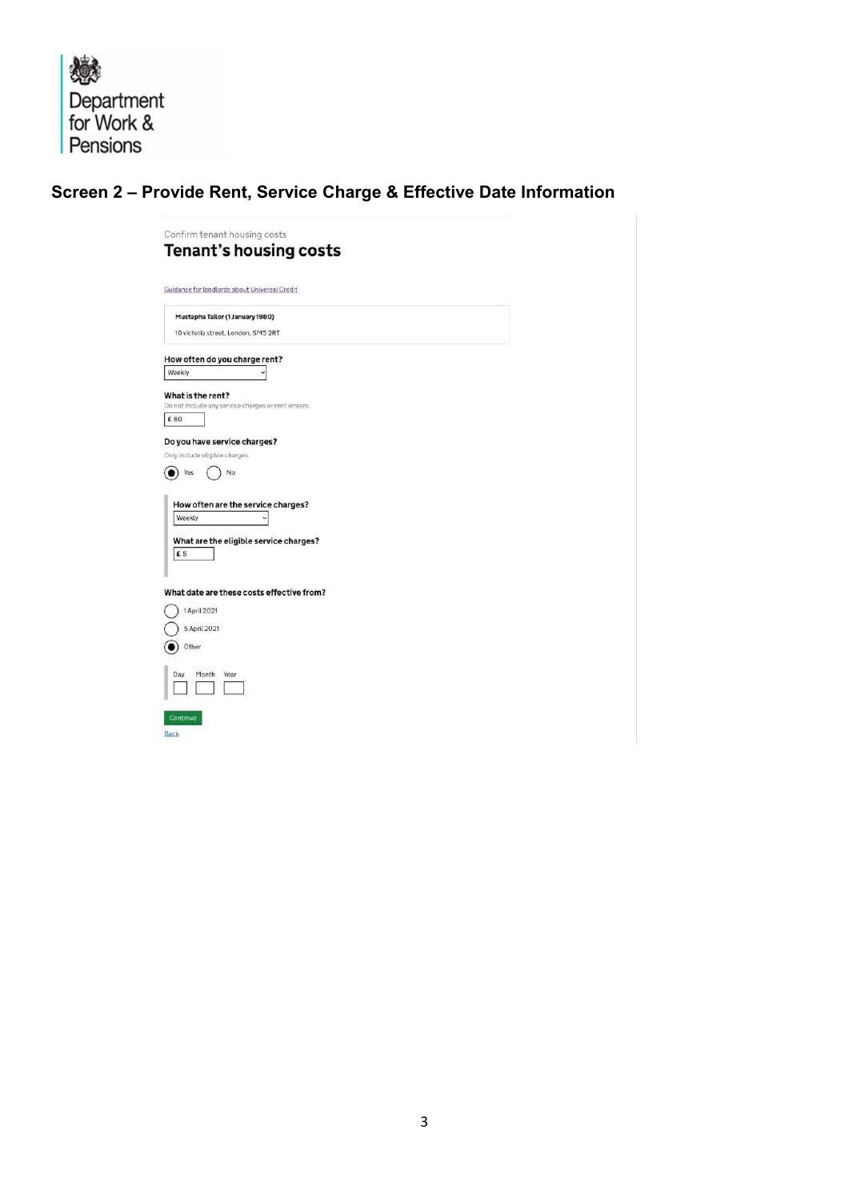Department for Work & Pensions

## Screen 2 – Provide Rent, Service Charge & Effective Date Information

Confirm tenant housing costs

# Tenant's housing costs

Guidance for landlords about Universal Credit

**Mustapha Tailor (1 January 1980)**

10 victoria street, London, SM5 2RT

**How often do you charge rent?**

Weekly

**What is the rent?**

Do not include any service charges or rent arrears.

£ 80

**Do you have service charges?**

Only include eligible charges.

(•) Yes ( ) No

**How often are the service charges?**

Weekly

**What are the eligible service charges?**

£ 5

**What date are these costs effective from?**

( ) 1 April 2021

( ) 5 April 2021

(•) Other

Day Month Year

Continue

Back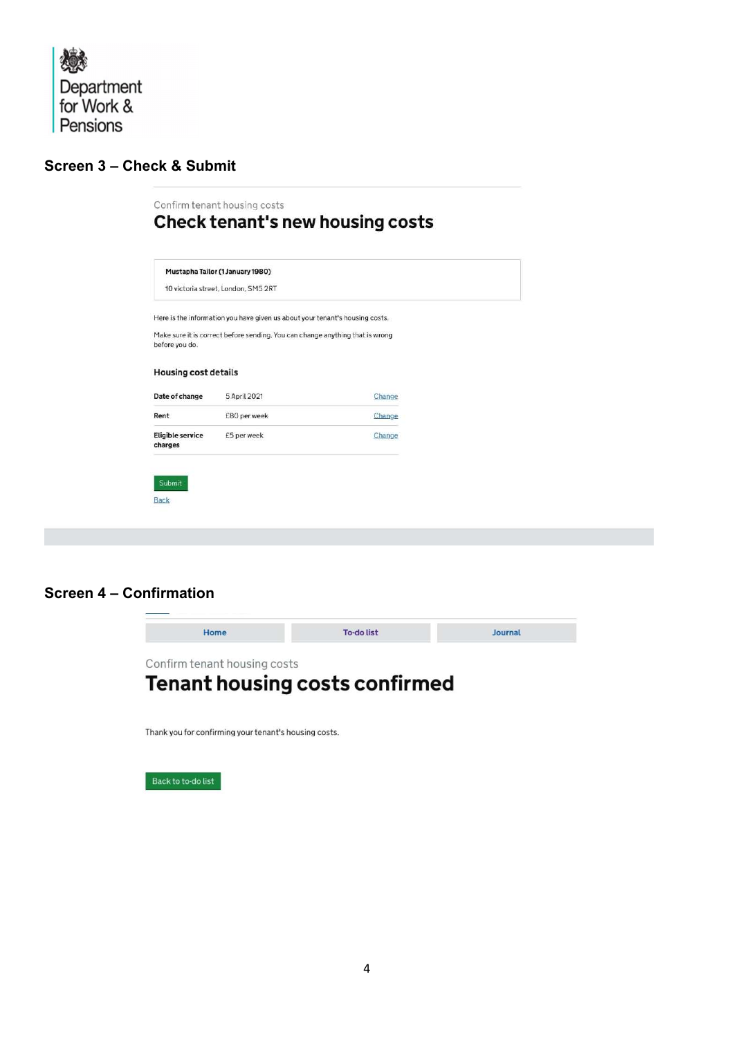Department for Work & Pensions

## Screen 3 – Check & Submit

Confirm tenant housing costs

# Check tenant's new housing costs

**Mustapha Tailor (1 January 1980)**

10 victoria street, London, SM5 2RT

Here is the information you have given us about your tenant's housing costs.

Make sure it is correct before sending. You can change anything that is wrong before you do.

### Housing cost details

| | | |
|---|---|---|
| **Date of change** | 5 April 2021 | Change |
| **Rent** | £80 per week | Change |
| **Eligible service charges** | £5 per week | Change |

Submit

Back

## Screen 4 – Confirmation

Home | To-do list | Journal

Confirm tenant housing costs

# Tenant housing costs confirmed

Thank you for confirming your tenant's housing costs.

Back to to-do list